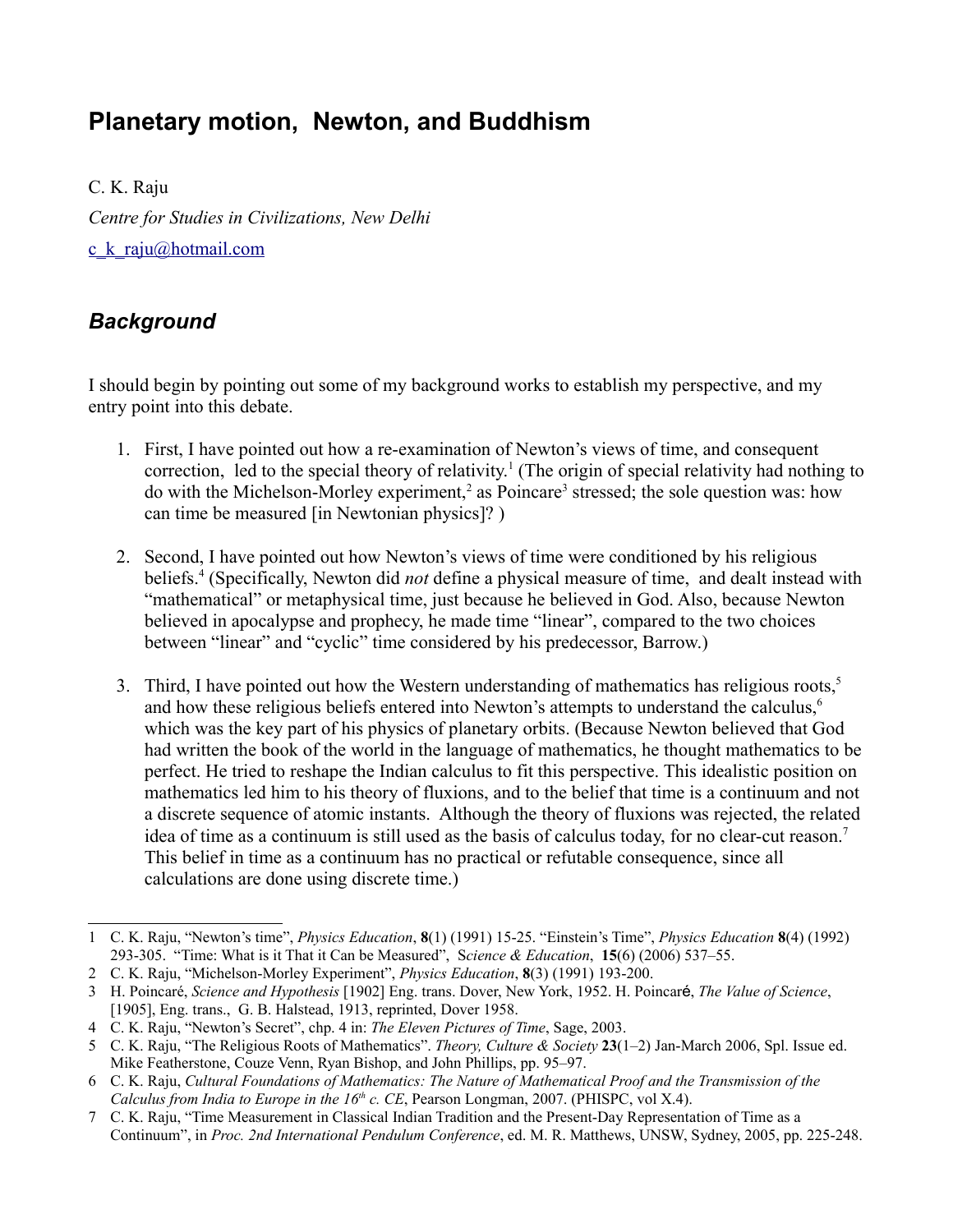# Planetary motion, Newton, and Buddhism

C. K. Raju

*Centre for Studies in Civilizations, New Delhi*

c_k_raju@hotmail.com

## *Background*

I should begin by pointing out some of my background works to establish my perspective, and my entry point into this debate.

1. First, I have pointed out how a re-examination of Newton's views of time, and consequent correction, led to the special theory of relativity.[1] (The origin of special relativity had nothing to do with the Michelson-Morley experiment,[2] as Poincare[3] stressed; the sole question was: how can time be measured [in Newtonian physics]? )

2. Second, I have pointed out how Newton's views of time were conditioned by his religious beliefs.[4] (Specifically, Newton did *not* define a physical measure of time, and dealt instead with "mathematical" or metaphysical time, just because he believed in God. Also, because Newton believed in apocalypse and prophecy, he made time "linear", compared to the two choices between "linear" and "cyclic" time considered by his predecessor, Barrow.)

3. Third, I have pointed out how the Western understanding of mathematics has religious roots,[5] and how these religious beliefs entered into Newton's attempts to understand the calculus,[6] which was the key part of his physics of planetary orbits. (Because Newton believed that God had written the book of the world in the language of mathematics, he thought mathematics to be perfect. He tried to reshape the Indian calculus to fit this perspective. This idealistic position on mathematics led him to his theory of fluxions, and to the belief that time is a continuum and not a discrete sequence of atomic instants. Although the theory of fluxions was rejected, the related idea of time as a continuum is still used as the basis of calculus today, for no clear-cut reason.[7] This belief in time as a continuum has no practical or refutable consequence, since all calculations are done using discrete time.)

---

1 C. K. Raju, "Newton's time", *Physics Education*, **8**(1) (1991) 15-25. "Einstein's Time", *Physics Education* **8**(4) (1992) 293-305. "Time: What is it That it Can be Measured", S*cience & Education*, **15**(6) (2006) 537–55.

2 C. K. Raju, "Michelson-Morley Experiment", *Physics Education*, **8**(3) (1991) 193-200.

3 H. Poincaré, *Science and Hypothesis* [1902] Eng. trans. Dover, New York, 1952. H. Poincaré, *The Value of Science*, [1905], Eng. trans., G. B. Halstead, 1913, reprinted, Dover 1958.

4 C. K. Raju, "Newton's Secret", chp. 4 in: *The Eleven Pictures of Time*, Sage, 2003.

5 C. K. Raju, "The Religious Roots of Mathematics". *Theory, Culture & Society* **23**(1–2) Jan-March 2006, Spl. Issue ed. Mike Featherstone, Couze Venn, Ryan Bishop, and John Phillips, pp. 95–97.

6 C. K. Raju, *Cultural Foundations of Mathematics: The Nature of Mathematical Proof and the Transmission of the Calculus from India to Europe in the 16th c. CE*, Pearson Longman, 2007. (PHISPC, vol X.4).

7 C. K. Raju, "Time Measurement in Classical Indian Tradition and the Present-Day Representation of Time as a Continuum", in *Proc. 2nd International Pendulum Conference*, ed. M. R. Matthews, UNSW, Sydney, 2005, pp. 225-248.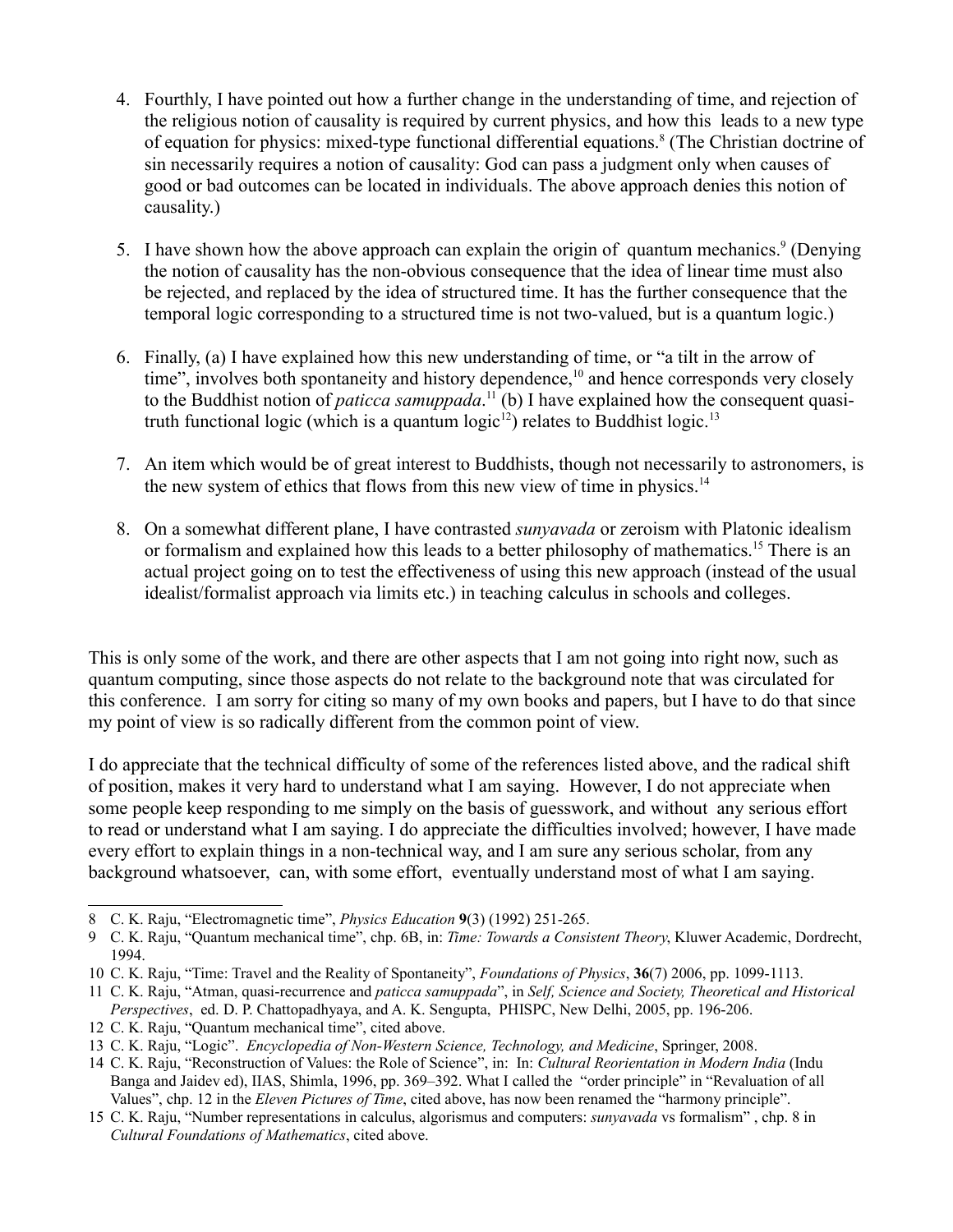4. Fourthly, I have pointed out how a further change in the understanding of time, and rejection of the religious notion of causality is required by current physics, and how this leads to a new type of equation for physics: mixed-type functional differential equations.[8] (The Christian doctrine of sin necessarily requires a notion of causality: God can pass a judgment only when causes of good or bad outcomes can be located in individuals. The above approach denies this notion of causality.)

5. I have shown how the above approach can explain the origin of quantum mechanics.[9] (Denying the notion of causality has the non-obvious consequence that the idea of linear time must also be rejected, and replaced by the idea of structured time. It has the further consequence that the temporal logic corresponding to a structured time is not two-valued, but is a quantum logic.)

6. Finally, (a) I have explained how this new understanding of time, or "a tilt in the arrow of time", involves both spontaneity and history dependence,[10] and hence corresponds very closely to the Buddhist notion of *paticca samuppada*.[11] (b) I have explained how the consequent quasi-truth functional logic (which is a quantum logic[12]) relates to Buddhist logic.[13]

7. An item which would be of great interest to Buddhists, though not necessarily to astronomers, is the new system of ethics that flows from this new view of time in physics.[14]

8. On a somewhat different plane, I have contrasted *sunyavada* or zeroism with Platonic idealism or formalism and explained how this leads to a better philosophy of mathematics.[15] There is an actual project going on to test the effectiveness of using this new approach (instead of the usual idealist/formalist approach via limits etc.) in teaching calculus in schools and colleges.

This is only some of the work, and there are other aspects that I am not going into right now, such as quantum computing, since those aspects do not relate to the background note that was circulated for this conference. I am sorry for citing so many of my own books and papers, but I have to do that since my point of view is so radically different from the common point of view.

I do appreciate that the technical difficulty of some of the references listed above, and the radical shift of position, makes it very hard to understand what I am saying. However, I do not appreciate when some people keep responding to me simply on the basis of guesswork, and without any serious effort to read or understand what I am saying. I do appreciate the difficulties involved; however, I have made every effort to explain things in a non-technical way, and I am sure any serious scholar, from any background whatsoever, can, with some effort, eventually understand most of what I am saying.

---

8 C. K. Raju, "Electromagnetic time", *Physics Education* **9**(3) (1992) 251-265.

9 C. K. Raju, "Quantum mechanical time", chp. 6B, in: *Time: Towards a Consistent Theory*, Kluwer Academic, Dordrecht, 1994.

10 C. K. Raju, "Time: Travel and the Reality of Spontaneity", *Foundations of Physics*, **36**(7) 2006, pp. 1099-1113.

11 C. K. Raju, "Atman, quasi-recurrence and *paticca samuppada*", in *Self, Science and Society, Theoretical and Historical Perspectives*, ed. D. P. Chattopadhyaya, and A. K. Sengupta, PHISPC, New Delhi, 2005, pp. 196-206.

12 C. K. Raju, "Quantum mechanical time", cited above.

13 C. K. Raju, "Logic". *Encyclopedia of Non-Western Science, Technology, and Medicine*, Springer, 2008.

14 C. K. Raju, "Reconstruction of Values: the Role of Science", in: In: *Cultural Reorientation in Modern India* (Indu Banga and Jaidev ed), IIAS, Shimla, 1996, pp. 369–392. What I called the "order principle" in "Revaluation of all Values", chp. 12 in the *Eleven Pictures of Time*, cited above, has now been renamed the "harmony principle".

15 C. K. Raju, "Number representations in calculus, algorismus and computers: *sunyavada* vs formalism" , chp. 8 in *Cultural Foundations of Mathematics*, cited above.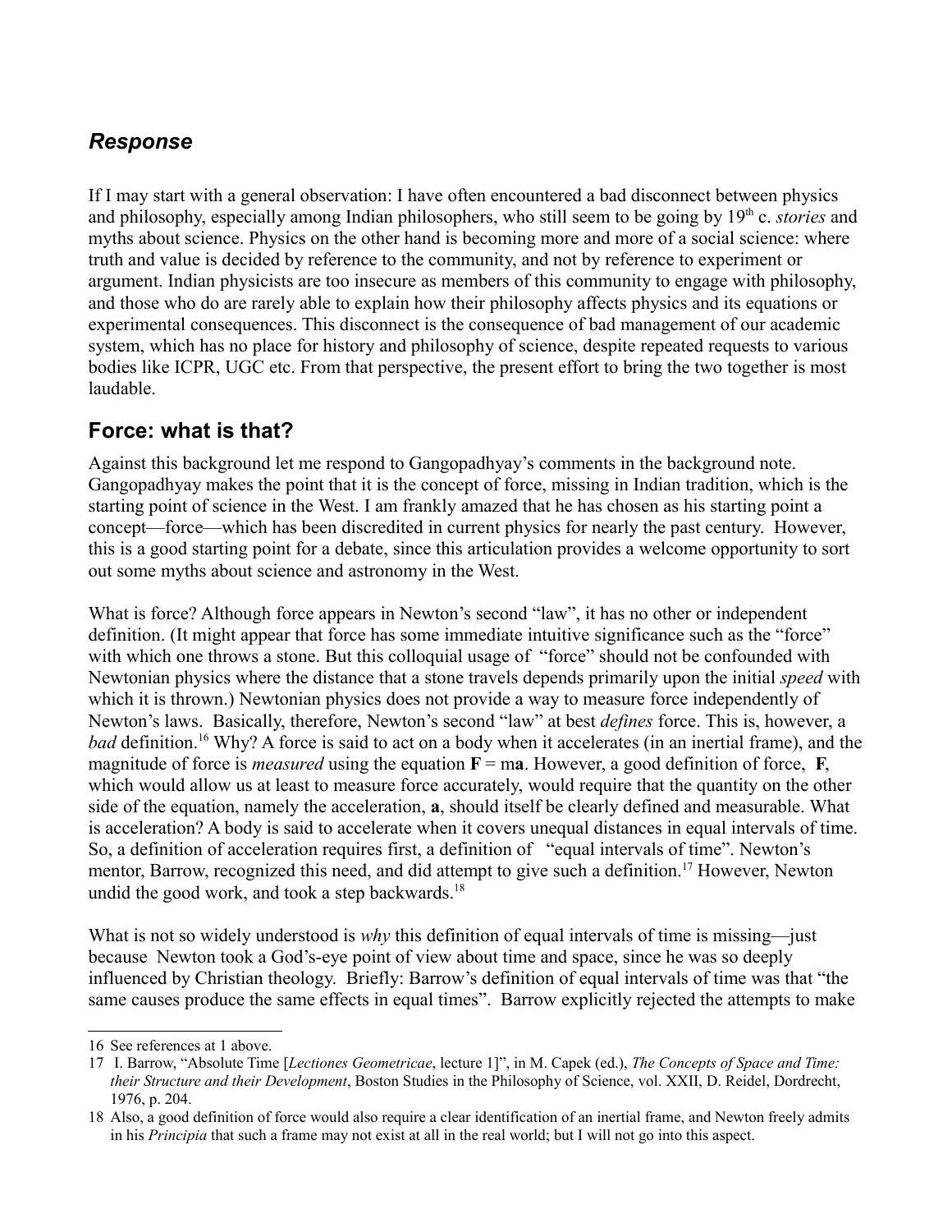## *Response*

If I may start with a general observation: I have often encountered a bad disconnect between physics and philosophy, especially among Indian philosophers, who still seem to be going by 19th c. *stories* and myths about science. Physics on the other hand is becoming more and more of a social science: where truth and value is decided by reference to the community, and not by reference to experiment or argument. Indian physicists are too insecure as members of this community to engage with philosophy, and those who do are rarely able to explain how their philosophy affects physics and its equations or experimental consequences. This disconnect is the consequence of bad management of our academic system, which has no place for history and philosophy of science, despite repeated requests to various bodies like ICPR, UGC etc. From that perspective, the present effort to bring the two together is most laudable.

## Force: what is that?

Against this background let me respond to Gangopadhyay's comments in the background note. Gangopadhyay makes the point that it is the concept of force, missing in Indian tradition, which is the starting point of science in the West. I am frankly amazed that he has chosen as his starting point a concept—force—which has been discredited in current physics for nearly the past century. However, this is a good starting point for a debate, since this articulation provides a welcome opportunity to sort out some myths about science and astronomy in the West.

What is force? Although force appears in Newton's second "law", it has no other or independent definition. (It might appear that force has some immediate intuitive significance such as the "force" with which one throws a stone. But this colloquial usage of "force" should not be confounded with Newtonian physics where the distance that a stone travels depends primarily upon the initial *speed* with which it is thrown.) Newtonian physics does not provide a way to measure force independently of Newton's laws. Basically, therefore, Newton's second "law" at best *defines* force. This is, however, a *bad* definition.[16] Why? A force is said to act on a body when it accelerates (in an inertial frame), and the magnitude of force is *measured* using the equation $\mathbf{F} = m\mathbf{a}$. However, a good definition of force, $\mathbf{F}$, which would allow us at least to measure force accurately, would require that the quantity on the other side of the equation, namely the acceleration, $\mathbf{a}$, should itself be clearly defined and measurable. What is acceleration? A body is said to accelerate when it covers unequal distances in equal intervals of time. So, a definition of acceleration requires first, a definition of "equal intervals of time". Newton's mentor, Barrow, recognized this need, and did attempt to give such a definition.[17] However, Newton undid the good work, and took a step backwards.[18]

What is not so widely understood is *why* this definition of equal intervals of time is missing—just because Newton took a God's-eye point of view about time and space, since he was so deeply influenced by Christian theology. Briefly: Barrow's definition of equal intervals of time was that "the same causes produce the same effects in equal times". Barrow explicitly rejected the attempts to make

16 See references at 1 above.

17 I. Barrow, "Absolute Time [*Lectiones Geometricae*, lecture 1]", in M. Capek (ed.), *The Concepts of Space and Time: their Structure and their Development*, Boston Studies in the Philosophy of Science, vol. XXII, D. Reidel, Dordrecht, 1976, p. 204.

18 Also, a good definition of force would also require a clear identification of an inertial frame, and Newton freely admits in his *Principia* that such a frame may not exist at all in the real world; but I will not go into this aspect.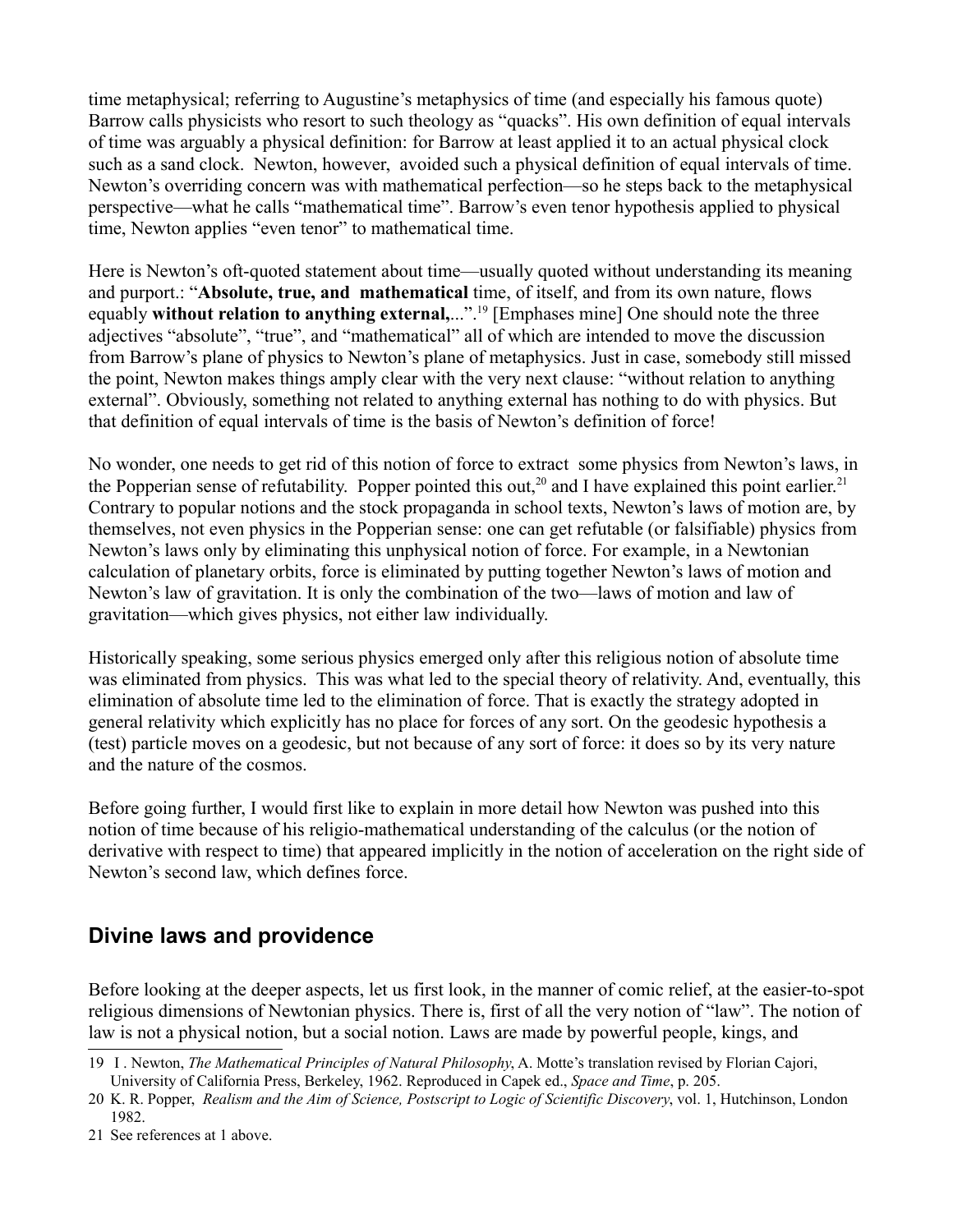time metaphysical; referring to Augustine's metaphysics of time (and especially his famous quote) Barrow calls physicists who resort to such theology as "quacks". His own definition of equal intervals of time was arguably a physical definition: for Barrow at least applied it to an actual physical clock such as a sand clock. Newton, however, avoided such a physical definition of equal intervals of time. Newton's overriding concern was with mathematical perfection—so he steps back to the metaphysical perspective—what he calls "mathematical time". Barrow's even tenor hypothesis applied to physical time, Newton applies "even tenor" to mathematical time.

Here is Newton's oft-quoted statement about time—usually quoted without understanding its meaning and purport.: "**Absolute, true, and mathematical** time, of itself, and from its own nature, flows equably **without relation to anything external,**...".[19] [Emphases mine] One should note the three adjectives "absolute", "true", and "mathematical" all of which are intended to move the discussion from Barrow's plane of physics to Newton's plane of metaphysics. Just in case, somebody still missed the point, Newton makes things amply clear with the very next clause: "without relation to anything external". Obviously, something not related to anything external has nothing to do with physics. But that definition of equal intervals of time is the basis of Newton's definition of force!

No wonder, one needs to get rid of this notion of force to extract some physics from Newton's laws, in the Popperian sense of refutability. Popper pointed this out,[20] and I have explained this point earlier.[21] Contrary to popular notions and the stock propaganda in school texts, Newton's laws of motion are, by themselves, not even physics in the Popperian sense: one can get refutable (or falsifiable) physics from Newton's laws only by eliminating this unphysical notion of force. For example, in a Newtonian calculation of planetary orbits, force is eliminated by putting together Newton's laws of motion and Newton's law of gravitation. It is only the combination of the two—laws of motion and law of gravitation—which gives physics, not either law individually.

Historically speaking, some serious physics emerged only after this religious notion of absolute time was eliminated from physics. This was what led to the special theory of relativity. And, eventually, this elimination of absolute time led to the elimination of force. That is exactly the strategy adopted in general relativity which explicitly has no place for forces of any sort. On the geodesic hypothesis a (test) particle moves on a geodesic, but not because of any sort of force: it does so by its very nature and the nature of the cosmos.

Before going further, I would first like to explain in more detail how Newton was pushed into this notion of time because of his religio-mathematical understanding of the calculus (or the notion of derivative with respect to time) that appeared implicitly in the notion of acceleration on the right side of Newton's second law, which defines force.

## Divine laws and providence

Before looking at the deeper aspects, let us first look, in the manner of comic relief, at the easier-to-spot religious dimensions of Newtonian physics. There is, first of all the very notion of "law". The notion of law is not a physical notion, but a social notion. Laws are made by powerful people, kings, and

---

19 I . Newton, *The Mathematical Principles of Natural Philosophy*, A. Motte's translation revised by Florian Cajori, University of California Press, Berkeley, 1962. Reproduced in Capek ed., *Space and Time*, p. 205.

20 K. R. Popper, *Realism and the Aim of Science, Postscript to Logic of Scientific Discovery*, vol. 1, Hutchinson, London 1982.

21 See references at 1 above.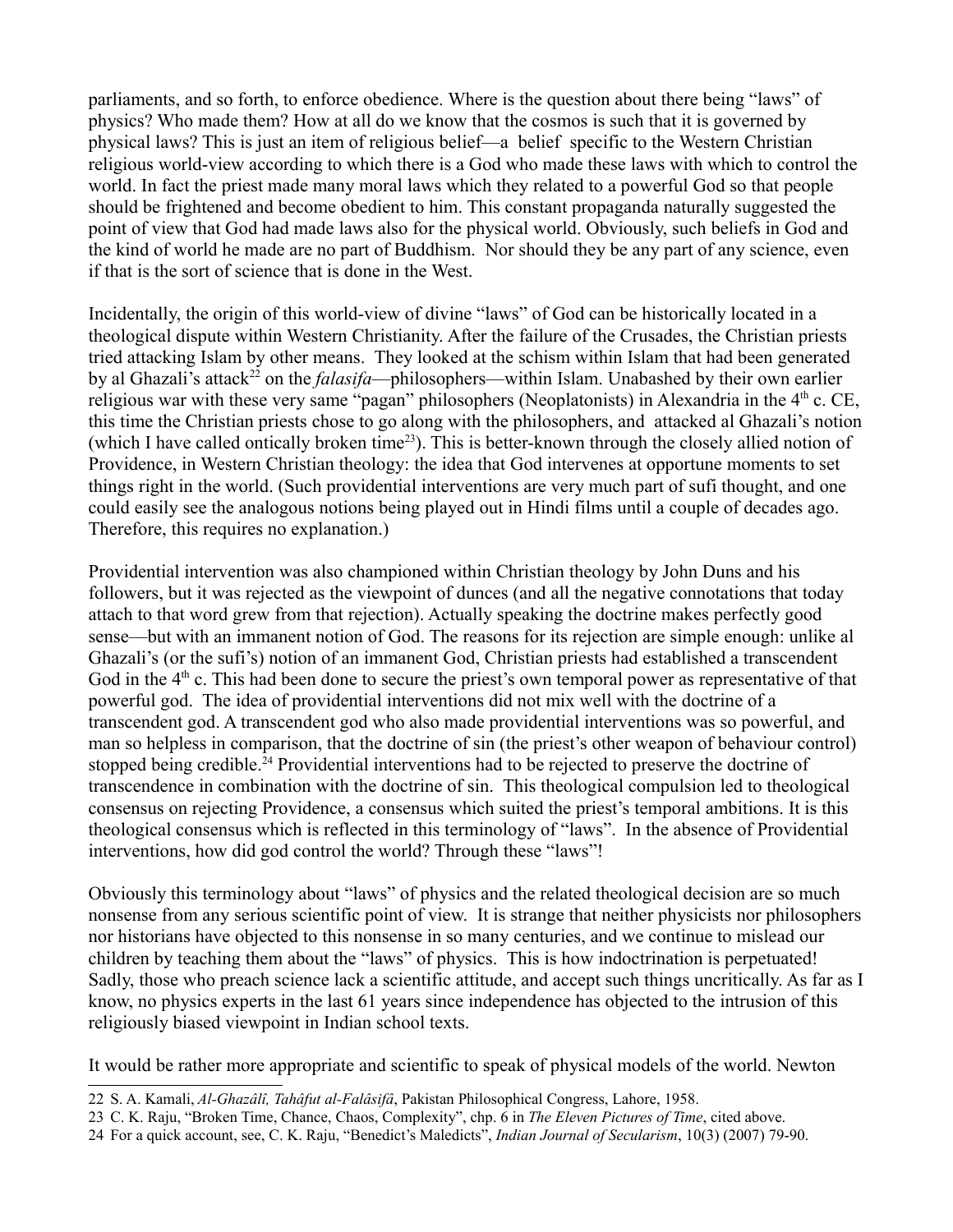parliaments, and so forth, to enforce obedience. Where is the question about there being "laws" of physics? Who made them? How at all do we know that the cosmos is such that it is governed by physical laws? This is just an item of religious belief—a belief specific to the Western Christian religious world-view according to which there is a God who made these laws with which to control the world. In fact the priest made many moral laws which they related to a powerful God so that people should be frightened and become obedient to him. This constant propaganda naturally suggested the point of view that God had made laws also for the physical world. Obviously, such beliefs in God and the kind of world he made are no part of Buddhism. Nor should they be any part of any science, even if that is the sort of science that is done in the West.

Incidentally, the origin of this world-view of divine "laws" of God can be historically located in a theological dispute within Western Christianity. After the failure of the Crusades, the Christian priests tried attacking Islam by other means. They looked at the schism within Islam that had been generated by al Ghazali's attack[22] on the *falasifa*—philosophers—within Islam. Unabashed by their own earlier religious war with these very same "pagan" philosophers (Neoplatonists) in Alexandria in the 4th c. CE, this time the Christian priests chose to go along with the philosophers, and attacked al Ghazali's notion (which I have called ontically broken time[23]). This is better-known through the closely allied notion of Providence, in Western Christian theology: the idea that God intervenes at opportune moments to set things right in the world. (Such providential interventions are very much part of sufi thought, and one could easily see the analogous notions being played out in Hindi films until a couple of decades ago. Therefore, this requires no explanation.)

Providential intervention was also championed within Christian theology by John Duns and his followers, but it was rejected as the viewpoint of dunces (and all the negative connotations that today attach to that word grew from that rejection). Actually speaking the doctrine makes perfectly good sense—but with an immanent notion of God. The reasons for its rejection are simple enough: unlike al Ghazali's (or the sufi's) notion of an immanent God, Christian priests had established a transcendent God in the 4th c. This had been done to secure the priest's own temporal power as representative of that powerful god. The idea of providential interventions did not mix well with the doctrine of a transcendent god. A transcendent god who also made providential interventions was so powerful, and man so helpless in comparison, that the doctrine of sin (the priest's other weapon of behaviour control) stopped being credible.[24] Providential interventions had to be rejected to preserve the doctrine of transcendence in combination with the doctrine of sin. This theological compulsion led to theological consensus on rejecting Providence, a consensus which suited the priest's temporal ambitions. It is this theological consensus which is reflected in this terminology of "laws". In the absence of Providential interventions, how did god control the world? Through these "laws"!

Obviously this terminology about "laws" of physics and the related theological decision are so much nonsense from any serious scientific point of view. It is strange that neither physicists nor philosophers nor historians have objected to this nonsense in so many centuries, and we continue to mislead our children by teaching them about the "laws" of physics. This is how indoctrination is perpetuated! Sadly, those who preach science lack a scientific attitude, and accept such things uncritically. As far as I know, no physics experts in the last 61 years since independence has objected to the intrusion of this religiously biased viewpoint in Indian school texts.

It would be rather more appropriate and scientific to speak of physical models of the world. Newton

---

22 S. A. Kamali, *Al-Ghazâlî, Tahâfut al-Falâsifâ*, Pakistan Philosophical Congress, Lahore, 1958.

23 C. K. Raju, "Broken Time, Chance, Chaos, Complexity", chp. 6 in *The Eleven Pictures of Time*, cited above.

24 For a quick account, see, C. K. Raju, "Benedict's Maledicts", *Indian Journal of Secularism*, 10(3) (2007) 79-90.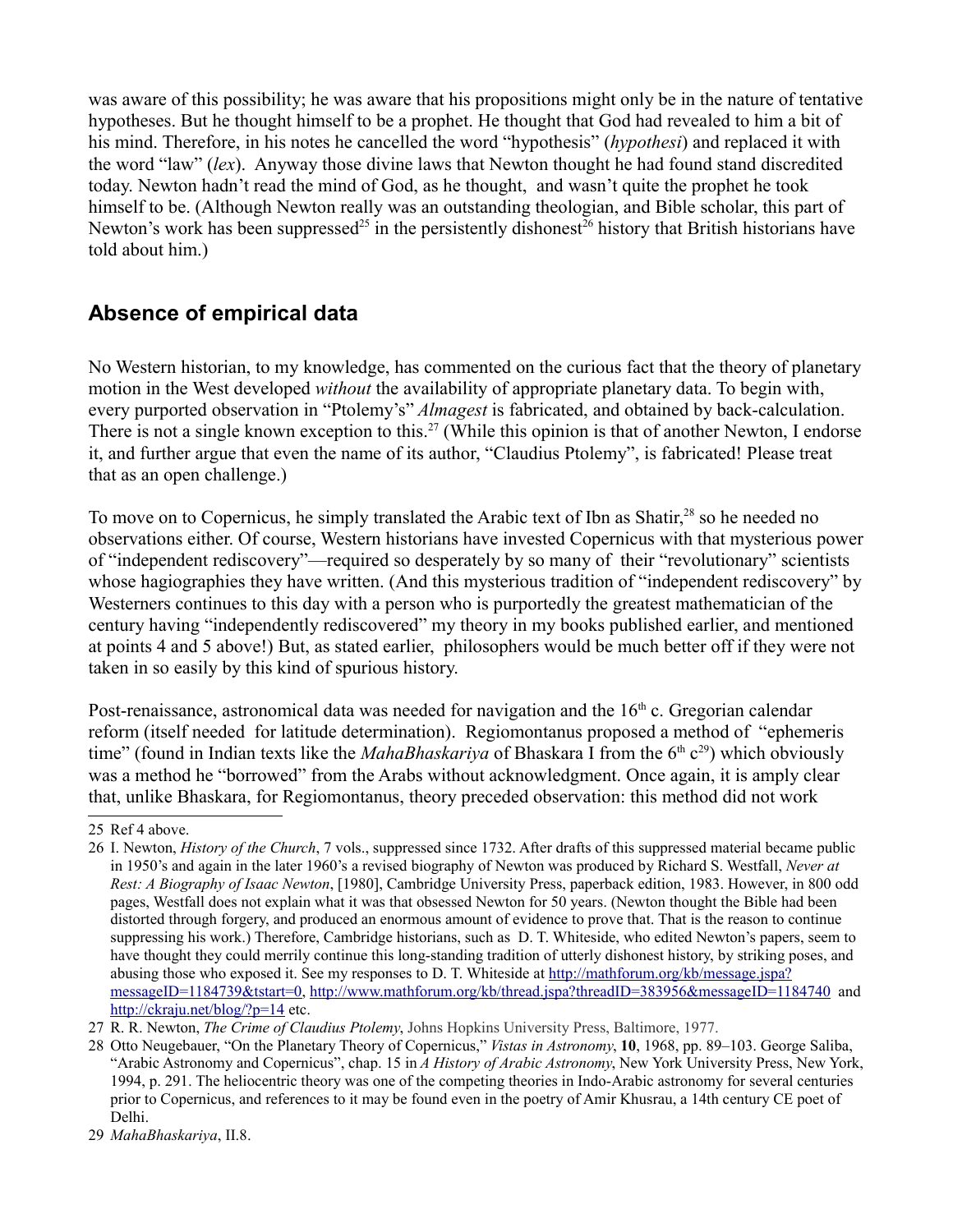was aware of this possibility; he was aware that his propositions might only be in the nature of tentative hypotheses. But he thought himself to be a prophet. He thought that God had revealed to him a bit of his mind. Therefore, in his notes he cancelled the word "hypothesis" (*hypothesi*) and replaced it with the word "law" (*lex*). Anyway those divine laws that Newton thought he had found stand discredited today. Newton hadn't read the mind of God, as he thought, and wasn't quite the prophet he took himself to be. (Although Newton really was an outstanding theologian, and Bible scholar, this part of Newton's work has been suppressed[25] in the persistently dishonest[26] history that British historians have told about him.)

## Absence of empirical data

No Western historian, to my knowledge, has commented on the curious fact that the theory of planetary motion in the West developed *without* the availability of appropriate planetary data. To begin with, every purported observation in "Ptolemy's" *Almagest* is fabricated, and obtained by back-calculation. There is not a single known exception to this.[27] (While this opinion is that of another Newton, I endorse it, and further argue that even the name of its author, "Claudius Ptolemy", is fabricated! Please treat that as an open challenge.)

To move on to Copernicus, he simply translated the Arabic text of Ibn as Shatir,[28] so he needed no observations either. Of course, Western historians have invested Copernicus with that mysterious power of "independent rediscovery"—required so desperately by so many of their "revolutionary" scientists whose hagiographies they have written. (And this mysterious tradition of "independent rediscovery" by Westerners continues to this day with a person who is purportedly the greatest mathematician of the century having "independently rediscovered" my theory in my books published earlier, and mentioned at points 4 and 5 above!) But, as stated earlier, philosophers would be much better off if they were not taken in so easily by this kind of spurious history.

Post-renaissance, astronomical data was needed for navigation and the 16th c. Gregorian calendar reform (itself needed for latitude determination). Regiomontanus proposed a method of "ephemeris time" (found in Indian texts like the *MahaBhaskariya* of Bhaskara I from the 6th c[29]) which obviously was a method he "borrowed" from the Arabs without acknowledgment. Once again, it is amply clear that, unlike Bhaskara, for Regiomontanus, theory preceded observation: this method did not work

---

25 Ref 4 above.

26 I. Newton, *History of the Church*, 7 vols., suppressed since 1732. After drafts of this suppressed material became public in 1950's and again in the later 1960's a revised biography of Newton was produced by Richard S. Westfall, *Never at Rest: A Biography of Isaac Newton*, [1980], Cambridge University Press, paperback edition, 1983. However, in 800 odd pages, Westfall does not explain what it was that obsessed Newton for 50 years. (Newton thought the Bible had been distorted through forgery, and produced an enormous amount of evidence to prove that. That is the reason to continue suppressing his work.) Therefore, Cambridge historians, such as D. T. Whiteside, who edited Newton's papers, seem to have thought they could merrily continue this long-standing tradition of utterly dishonest history, by striking poses, and abusing those who exposed it. See my responses to D. T. Whiteside at http://mathforum.org/kb/message.jspa?messageID=1184739&tstart=0, http://www.mathforum.org/kb/thread.jspa?threadID=383956&messageID=1184740 and http://ckraju.net/blog/?p=14 etc.

27 R. R. Newton, *The Crime of Claudius Ptolemy*, Johns Hopkins University Press, Baltimore, 1977.

28 Otto Neugebauer, "On the Planetary Theory of Copernicus," *Vistas in Astronomy*, **10**, 1968, pp. 89–103. George Saliba, "Arabic Astronomy and Copernicus", chap. 15 in *A History of Arabic Astronomy*, New York University Press, New York, 1994, p. 291. The heliocentric theory was one of the competing theories in Indo-Arabic astronomy for several centuries prior to Copernicus, and references to it may be found even in the poetry of Amir Khusrau, a 14th century CE poet of Delhi.

29 *MahaBhaskariya*, II.8.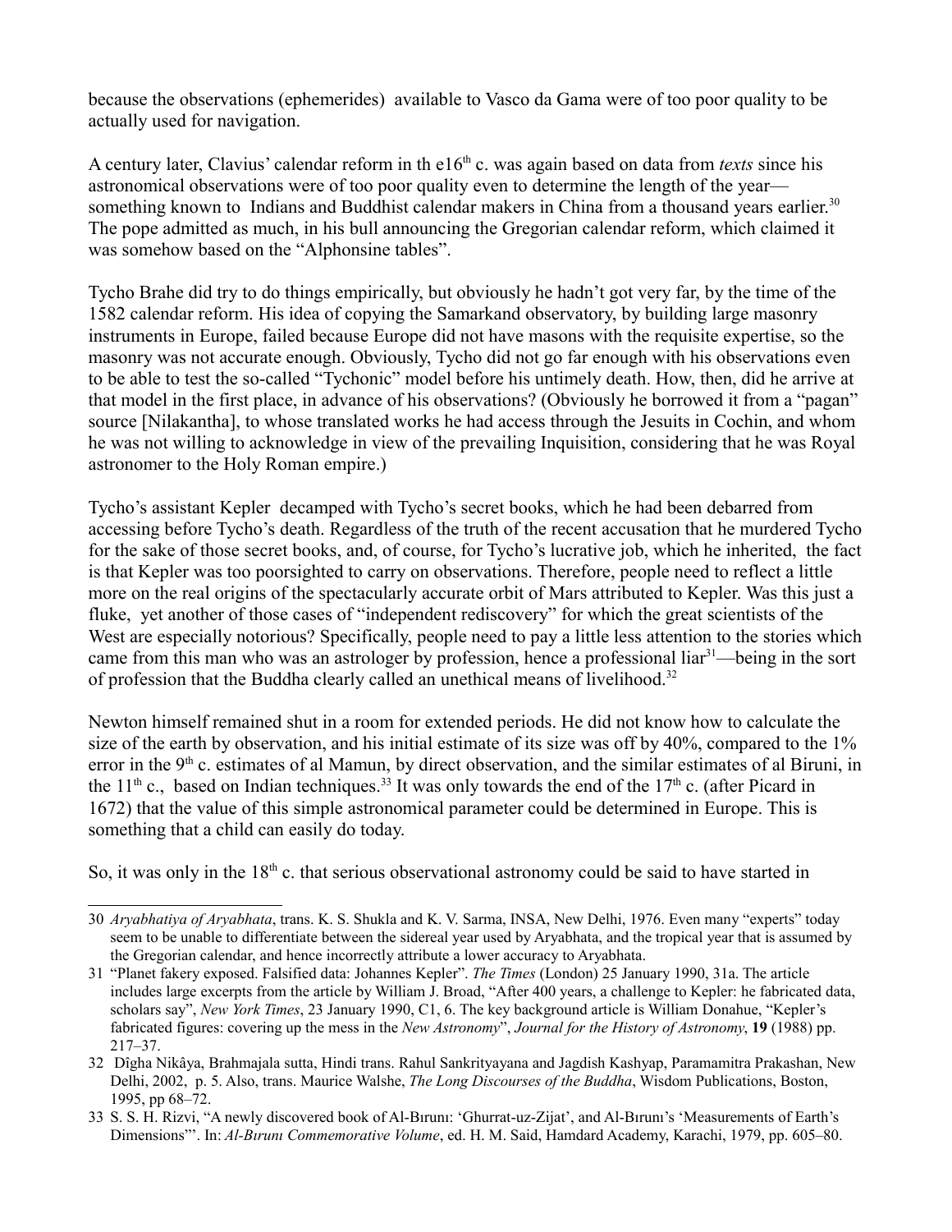because the observations (ephemerides) available to Vasco da Gama were of too poor quality to be actually used for navigation.

A century later, Clavius' calendar reform in th e16th c. was again based on data from *texts* since his astronomical observations were of too poor quality even to determine the length of the year—something known to Indians and Buddhist calendar makers in China from a thousand years earlier.[30] The pope admitted as much, in his bull announcing the Gregorian calendar reform, which claimed it was somehow based on the "Alphonsine tables".

Tycho Brahe did try to do things empirically, but obviously he hadn't got very far, by the time of the 1582 calendar reform. His idea of copying the Samarkand observatory, by building large masonry instruments in Europe, failed because Europe did not have masons with the requisite expertise, so the masonry was not accurate enough. Obviously, Tycho did not go far enough with his observations even to be able to test the so-called "Tychonic" model before his untimely death. How, then, did he arrive at that model in the first place, in advance of his observations? (Obviously he borrowed it from a "pagan" source [Nilakantha], to whose translated works he had access through the Jesuits in Cochin, and whom he was not willing to acknowledge in view of the prevailing Inquisition, considering that he was Royal astronomer to the Holy Roman empire.)

Tycho's assistant Kepler decamped with Tycho's secret books, which he had been debarred from accessing before Tycho's death. Regardless of the truth of the recent accusation that he murdered Tycho for the sake of those secret books, and, of course, for Tycho's lucrative job, which he inherited, the fact is that Kepler was too poorsighted to carry on observations. Therefore, people need to reflect a little more on the real origins of the spectacularly accurate orbit of Mars attributed to Kepler. Was this just a fluke, yet another of those cases of "independent rediscovery" for which the great scientists of the West are especially notorious? Specifically, people need to pay a little less attention to the stories which came from this man who was an astrologer by profession, hence a professional liar[31]—being in the sort of profession that the Buddha clearly called an unethical means of livelihood.[32]

Newton himself remained shut in a room for extended periods. He did not know how to calculate the size of the earth by observation, and his initial estimate of its size was off by 40%, compared to the 1% error in the 9th c. estimates of al Mamun, by direct observation, and the similar estimates of al Biruni, in the 11th c., based on Indian techniques.[33] It was only towards the end of the 17th c. (after Picard in 1672) that the value of this simple astronomical parameter could be determined in Europe. This is something that a child can easily do today.

So, it was only in the 18th c. that serious observational astronomy could be said to have started in

---

30 *Aryabhatiya of Aryabhata*, trans. K. S. Shukla and K. V. Sarma, INSA, New Delhi, 1976. Even many "experts" today seem to be unable to differentiate between the sidereal year used by Aryabhata, and the tropical year that is assumed by the Gregorian calendar, and hence incorrectly attribute a lower accuracy to Aryabhata.

31 "Planet fakery exposed. Falsified data: Johannes Kepler". *The Times* (London) 25 January 1990, 31a. The article includes large excerpts from the article by William J. Broad, "After 400 years, a challenge to Kepler: he fabricated data, scholars say", *New York Times*, 23 January 1990, C1, 6. The key background article is William Donahue, "Kepler's fabricated figures: covering up the mess in the *New Astronomy*", *Journal for the History of Astronomy*, **19** (1988) pp. 217–37.

32 Dîgha Nikâya, Brahmajala sutta, Hindi trans. Rahul Sankrityayana and Jagdish Kashyap, Paramamitra Prakashan, New Delhi, 2002, p. 5. Also, trans. Maurice Walshe, *The Long Discourses of the Buddha*, Wisdom Publications, Boston, 1995, pp 68–72.

33 S. S. H. Rizvi, "A newly discovered book of Al-Bırunı: 'Ghurrat-uz-Zijat', and Al-Bırunı's 'Measurements of Earth's Dimensions"'. In: *Al-Bırunı Commemorative Volume*, ed. H. M. Said, Hamdard Academy, Karachi, 1979, pp. 605–80.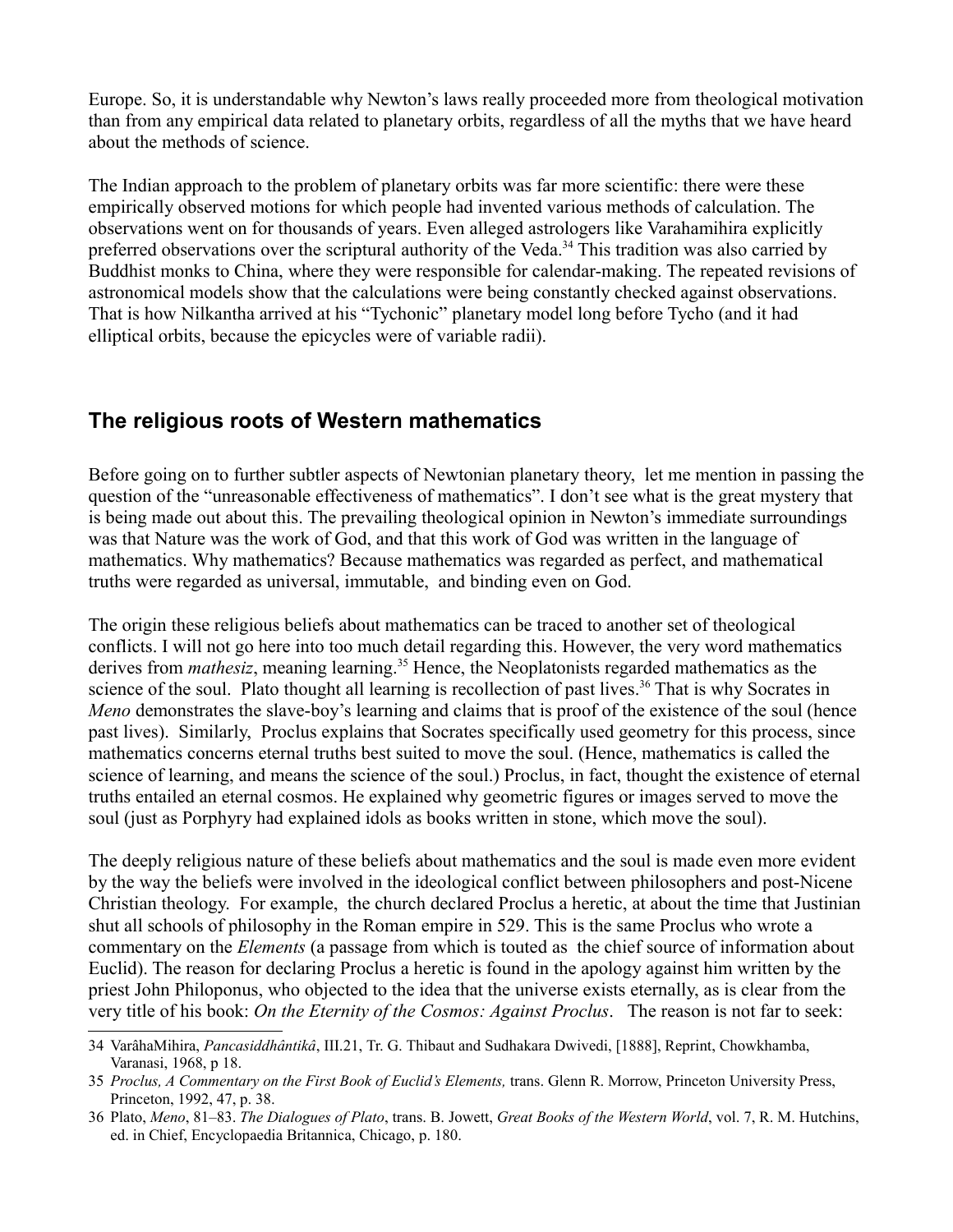Europe. So, it is understandable why Newton's laws really proceeded more from theological motivation than from any empirical data related to planetary orbits, regardless of all the myths that we have heard about the methods of science.

The Indian approach to the problem of planetary orbits was far more scientific: there were these empirically observed motions for which people had invented various methods of calculation. The observations went on for thousands of years. Even alleged astrologers like Varahamihira explicitly preferred observations over the scriptural authority of the Veda.[34] This tradition was also carried by Buddhist monks to China, where they were responsible for calendar-making. The repeated revisions of astronomical models show that the calculations were being constantly checked against observations. That is how Nilkantha arrived at his "Tychonic" planetary model long before Tycho (and it had elliptical orbits, because the epicycles were of variable radii).

## The religious roots of Western mathematics

Before going on to further subtler aspects of Newtonian planetary theory, let me mention in passing the question of the "unreasonable effectiveness of mathematics". I don't see what is the great mystery that is being made out about this. The prevailing theological opinion in Newton's immediate surroundings was that Nature was the work of God, and that this work of God was written in the language of mathematics. Why mathematics? Because mathematics was regarded as perfect, and mathematical truths were regarded as universal, immutable, and binding even on God.

The origin these religious beliefs about mathematics can be traced to another set of theological conflicts. I will not go here into too much detail regarding this. However, the very word mathematics derives from *mathesiz*, meaning learning.[35] Hence, the Neoplatonists regarded mathematics as the science of the soul. Plato thought all learning is recollection of past lives.[36] That is why Socrates in *Meno* demonstrates the slave-boy's learning and claims that is proof of the existence of the soul (hence past lives). Similarly, Proclus explains that Socrates specifically used geometry for this process, since mathematics concerns eternal truths best suited to move the soul. (Hence, mathematics is called the science of learning, and means the science of the soul.) Proclus, in fact, thought the existence of eternal truths entailed an eternal cosmos. He explained why geometric figures or images served to move the soul (just as Porphyry had explained idols as books written in stone, which move the soul).

The deeply religious nature of these beliefs about mathematics and the soul is made even more evident by the way the beliefs were involved in the ideological conflict between philosophers and post-Nicene Christian theology. For example, the church declared Proclus a heretic, at about the time that Justinian shut all schools of philosophy in the Roman empire in 529. This is the same Proclus who wrote a commentary on the *Elements* (a passage from which is touted as the chief source of information about Euclid). The reason for declaring Proclus a heretic is found in the apology against him written by the priest John Philoponus, who objected to the idea that the universe exists eternally, as is clear from the very title of his book: *On the Eternity of the Cosmos: Against Proclus*. The reason is not far to seek:

---

34 VarâhaMihira, *Pancasiddhântikâ*, III.21, Tr. G. Thibaut and Sudhakara Dwivedi, [1888], Reprint, Chowkhamba, Varanasi, 1968, p 18.

35 *Proclus, A Commentary on the First Book of Euclid's Elements,* trans. Glenn R. Morrow, Princeton University Press, Princeton, 1992, 47, p. 38.

36 Plato, *Meno*, 81–83. *The Dialogues of Plato*, trans. B. Jowett, *Great Books of the Western World*, vol. 7, R. M. Hutchins, ed. in Chief, Encyclopaedia Britannica, Chicago, p. 180.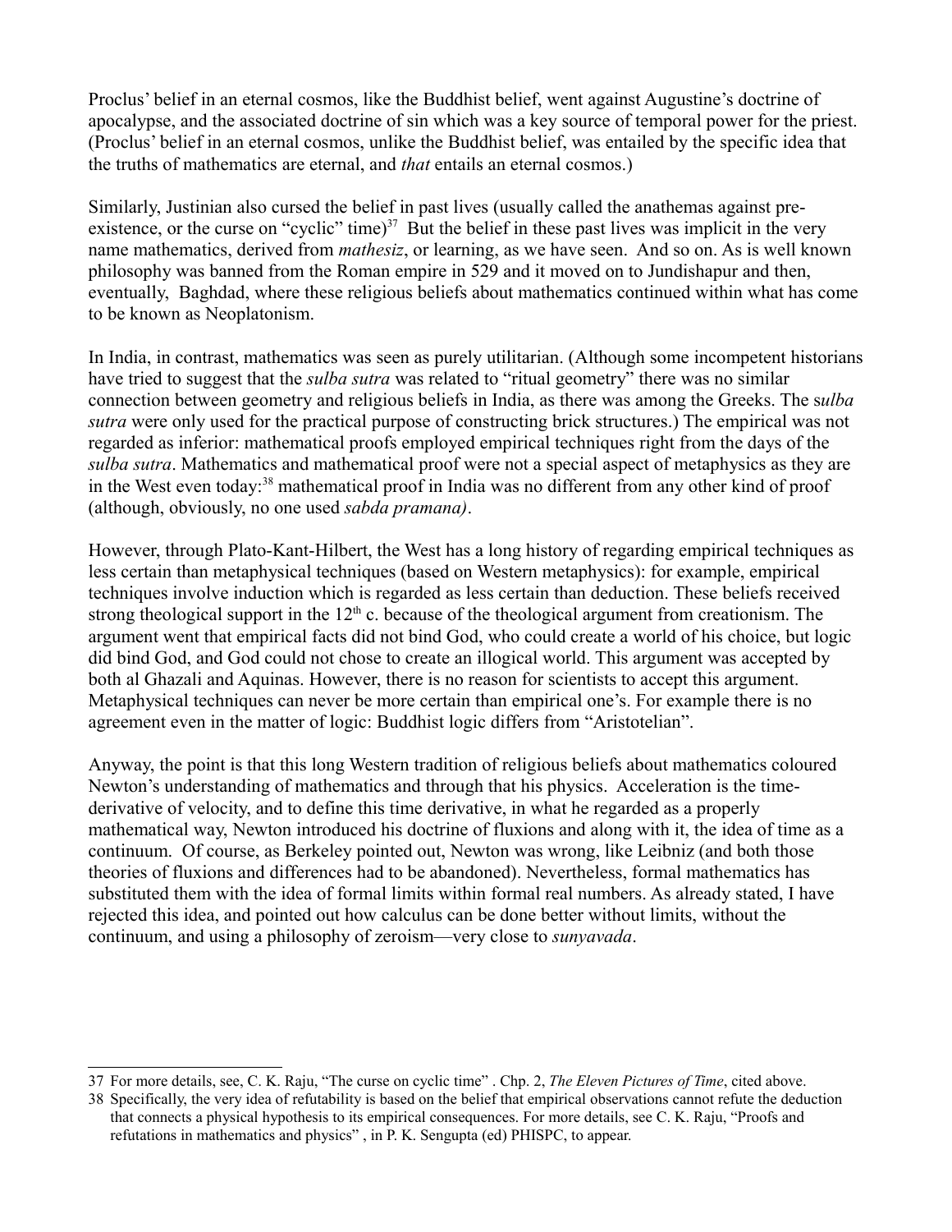Proclus' belief in an eternal cosmos, like the Buddhist belief, went against Augustine's doctrine of apocalypse, and the associated doctrine of sin which was a key source of temporal power for the priest. (Proclus' belief in an eternal cosmos, unlike the Buddhist belief, was entailed by the specific idea that the truths of mathematics are eternal, and *that* entails an eternal cosmos.)

Similarly, Justinian also cursed the belief in past lives (usually called the anathemas against pre-existence, or the curse on "cyclic" time)[37] But the belief in these past lives was implicit in the very name mathematics, derived from *mathesiz*, or learning, as we have seen. And so on. As is well known philosophy was banned from the Roman empire in 529 and it moved on to Jundishapur and then, eventually, Baghdad, where these religious beliefs about mathematics continued within what has come to be known as Neoplatonism.

In India, in contrast, mathematics was seen as purely utilitarian. (Although some incompetent historians have tried to suggest that the *sulba sutra* was related to "ritual geometry" there was no similar connection between geometry and religious beliefs in India, as there was among the Greeks. The s*ulba sutra* were only used for the practical purpose of constructing brick structures.) The empirical was not regarded as inferior: mathematical proofs employed empirical techniques right from the days of the *sulba sutra*. Mathematics and mathematical proof were not a special aspect of metaphysics as they are in the West even today:[38] mathematical proof in India was no different from any other kind of proof (although, obviously, no one used *sabda pramana)*.

However, through Plato-Kant-Hilbert, the West has a long history of regarding empirical techniques as less certain than metaphysical techniques (based on Western metaphysics): for example, empirical techniques involve induction which is regarded as less certain than deduction. These beliefs received strong theological support in the 12th c. because of the theological argument from creationism. The argument went that empirical facts did not bind God, who could create a world of his choice, but logic did bind God, and God could not chose to create an illogical world. This argument was accepted by both al Ghazali and Aquinas. However, there is no reason for scientists to accept this argument. Metaphysical techniques can never be more certain than empirical one's. For example there is no agreement even in the matter of logic: Buddhist logic differs from "Aristotelian".

Anyway, the point is that this long Western tradition of religious beliefs about mathematics coloured Newton's understanding of mathematics and through that his physics. Acceleration is the time-derivative of velocity, and to define this time derivative, in what he regarded as a properly mathematical way, Newton introduced his doctrine of fluxions and along with it, the idea of time as a continuum. Of course, as Berkeley pointed out, Newton was wrong, like Leibniz (and both those theories of fluxions and differences had to be abandoned). Nevertheless, formal mathematics has substituted them with the idea of formal limits within formal real numbers. As already stated, I have rejected this idea, and pointed out how calculus can be done better without limits, without the continuum, and using a philosophy of zeroism—very close to *sunyavada*.

---

37 For more details, see, C. K. Raju, "The curse on cyclic time" . Chp. 2, *The Eleven Pictures of Time*, cited above.

38 Specifically, the very idea of refutability is based on the belief that empirical observations cannot refute the deduction that connects a physical hypothesis to its empirical consequences. For more details, see C. K. Raju, "Proofs and refutations in mathematics and physics" , in P. K. Sengupta (ed) PHISPC, to appear.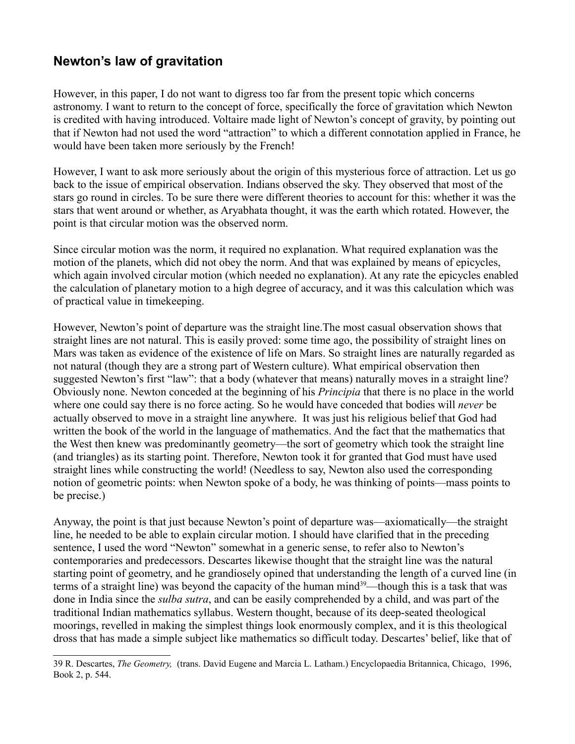## Newton's law of gravitation

However, in this paper, I do not want to digress too far from the present topic which concerns astronomy. I want to return to the concept of force, specifically the force of gravitation which Newton is credited with having introduced. Voltaire made light of Newton's concept of gravity, by pointing out that if Newton had not used the word "attraction" to which a different connotation applied in France, he would have been taken more seriously by the French!

However, I want to ask more seriously about the origin of this mysterious force of attraction. Let us go back to the issue of empirical observation. Indians observed the sky. They observed that most of the stars go round in circles. To be sure there were different theories to account for this: whether it was the stars that went around or whether, as Aryabhata thought, it was the earth which rotated. However, the point is that circular motion was the observed norm.

Since circular motion was the norm, it required no explanation. What required explanation was the motion of the planets, which did not obey the norm. And that was explained by means of epicycles, which again involved circular motion (which needed no explanation). At any rate the epicycles enabled the calculation of planetary motion to a high degree of accuracy, and it was this calculation which was of practical value in timekeeping.

However, Newton's point of departure was the straight line.The most casual observation shows that straight lines are not natural. This is easily proved: some time ago, the possibility of straight lines on Mars was taken as evidence of the existence of life on Mars. So straight lines are naturally regarded as not natural (though they are a strong part of Western culture). What empirical observation then suggested Newton's first "law": that a body (whatever that means) naturally moves in a straight line? Obviously none. Newton conceded at the beginning of his *Principia* that there is no place in the world where one could say there is no force acting. So he would have conceded that bodies will *never* be actually observed to move in a straight line anywhere. It was just his religious belief that God had written the book of the world in the language of mathematics. And the fact that the mathematics that the West then knew was predominantly geometry—the sort of geometry which took the straight line (and triangles) as its starting point. Therefore, Newton took it for granted that God must have used straight lines while constructing the world! (Needless to say, Newton also used the corresponding notion of geometric points: when Newton spoke of a body, he was thinking of points—mass points to be precise.)

Anyway, the point is that just because Newton's point of departure was—axiomatically—the straight line, he needed to be able to explain circular motion. I should have clarified that in the preceding sentence, I used the word "Newton" somewhat in a generic sense, to refer also to Newton's contemporaries and predecessors. Descartes likewise thought that the straight line was the natural starting point of geometry, and he grandiosely opined that understanding the length of a curved line (in terms of a straight line) was beyond the capacity of the human mind[39]—though this is a task that was done in India since the *sulba sutra*, and can be easily comprehended by a child, and was part of the traditional Indian mathematics syllabus. Western thought, because of its deep-seated theological moorings, revelled in making the simplest things look enormously complex, and it is this theological dross that has made a simple subject like mathematics so difficult today. Descartes' belief, like that of

---

39 R. Descartes, *The Geometry,* (trans. David Eugene and Marcia L. Latham.) Encyclopaedia Britannica, Chicago, 1996, Book 2, p. 544.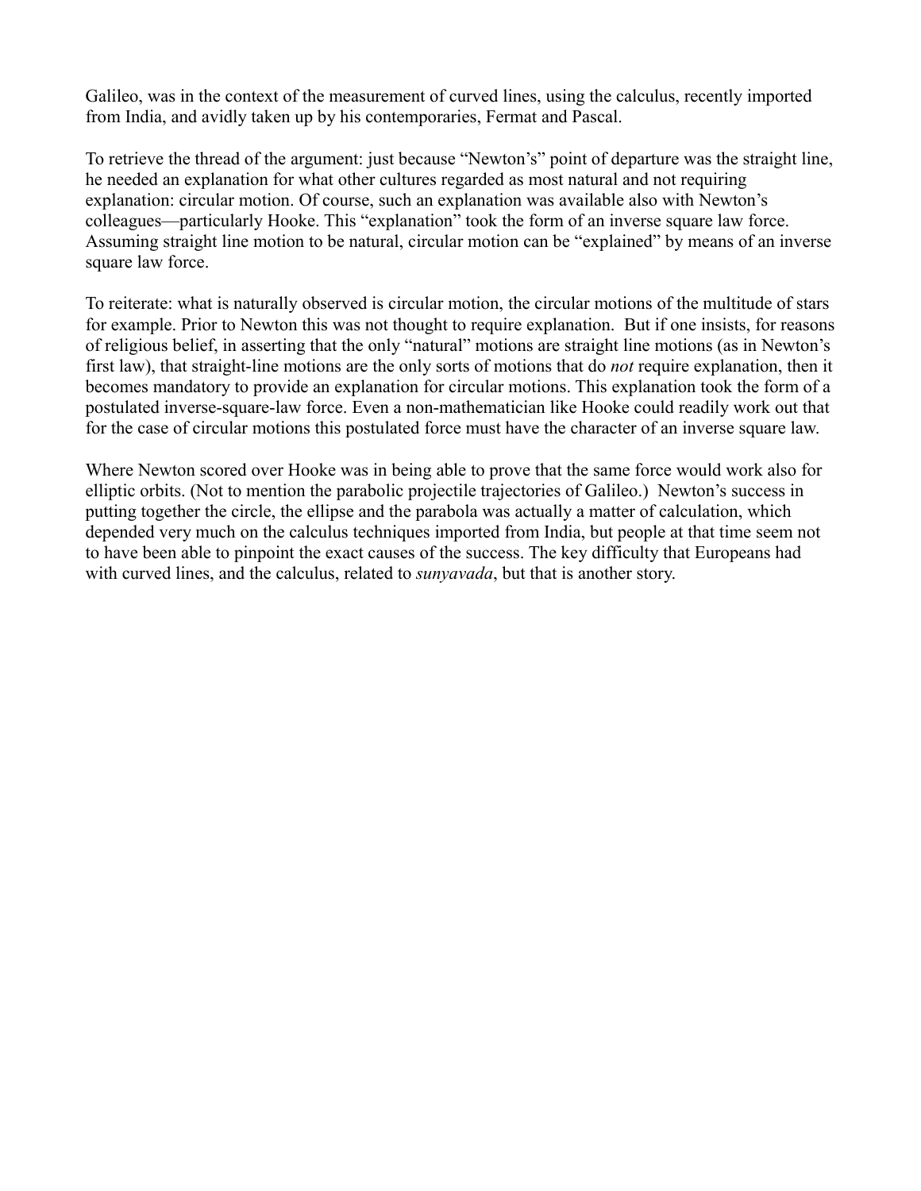Galileo, was in the context of the measurement of curved lines, using the calculus, recently imported from India, and avidly taken up by his contemporaries, Fermat and Pascal.

To retrieve the thread of the argument: just because "Newton's" point of departure was the straight line, he needed an explanation for what other cultures regarded as most natural and not requiring explanation: circular motion. Of course, such an explanation was available also with Newton's colleagues—particularly Hooke. This "explanation" took the form of an inverse square law force. Assuming straight line motion to be natural, circular motion can be "explained" by means of an inverse square law force.

To reiterate: what is naturally observed is circular motion, the circular motions of the multitude of stars for example. Prior to Newton this was not thought to require explanation. But if one insists, for reasons of religious belief, in asserting that the only "natural" motions are straight line motions (as in Newton's first law), that straight-line motions are the only sorts of motions that do *not* require explanation, then it becomes mandatory to provide an explanation for circular motions. This explanation took the form of a postulated inverse-square-law force. Even a non-mathematician like Hooke could readily work out that for the case of circular motions this postulated force must have the character of an inverse square law.

Where Newton scored over Hooke was in being able to prove that the same force would work also for elliptic orbits. (Not to mention the parabolic projectile trajectories of Galileo.) Newton's success in putting together the circle, the ellipse and the parabola was actually a matter of calculation, which depended very much on the calculus techniques imported from India, but people at that time seem not to have been able to pinpoint the exact causes of the success. The key difficulty that Europeans had with curved lines, and the calculus, related to *sunyavada*, but that is another story.